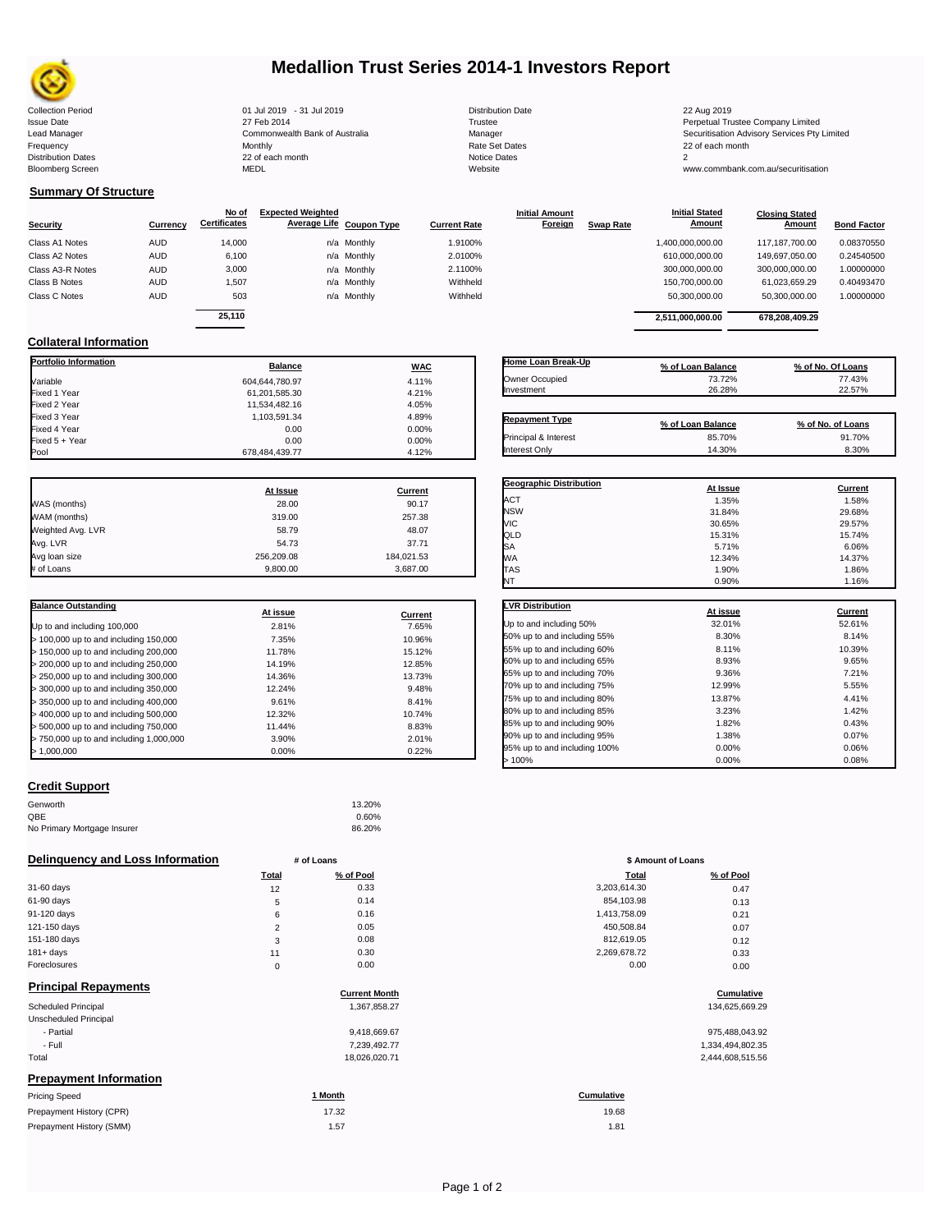# Medallion Trust Series 2014-1 Investors Report

| | | | |
|---|---|---|---|
| Collection Period | 01 Jul 2019 - 31 Jul 2019 | Distribution Date | 22 Aug 2019 |
| Issue Date | 27 Feb 2014 | Trustee | Perpetual Trustee Company Limited |
| Lead Manager | Commonwealth Bank of Australia | Manager | Securitisation Advisory Services Pty Limited |
| Frequency | Monthly | Rate Set Dates | 22 of each month |
| Distribution Dates | 22 of each month | Notice Dates | 2 |
| Bloomberg Screen | MEDL | Website | www.commbank.com.au/securitisation |

## Summary Of Structure

| Security | Currency | No of Certificates | Expected Weighted Average Life | Coupon Type | Current Rate | Initial Amount Foreign | Swap Rate | Initial Stated Amount | Closing Stated Amount | Bond Factor |
|---|---|---|---|---|---|---|---|---|---|---|
| Class A1 Notes | AUD | 14,000 | n/a | Monthly | 1.9100% | | | 1,400,000,000.00 | 117,187,700.00 | 0.08370550 |
| Class A2 Notes | AUD | 6,100 | n/a | Monthly | 2.0100% | | | 610,000,000.00 | 149,697,050.00 | 0.24540500 |
| Class A3-R Notes | AUD | 3,000 | n/a | Monthly | 2.1100% | | | 300,000,000.00 | 300,000,000.00 | 1.00000000 |
| Class B Notes | AUD | 1,507 | n/a | Monthly | Withheld | | | 150,700,000.00 | 61,023,659.29 | 0.40493470 |
| Class C Notes | AUD | 503 | n/a | Monthly | Withheld | | | 50,300,000.00 | 50,300,000.00 | 1.00000000 |
| | | 25,110 | | | | | | 2,511,000,000.00 | 678,208,409.29 | |

## Collateral Information

| Portfolio Information | Balance | WAC |
|---|---|---|
| Variable | 604,644,780.97 | 4.11% |
| Fixed 1 Year | 61,201,585.30 | 4.21% |
| Fixed 2 Year | 11,534,482.16 | 4.05% |
| Fixed 3 Year | 1,103,591.34 | 4.89% |
| Fixed 4 Year | 0.00 | 0.00% |
| Fixed 5 + Year | 0.00 | 0.00% |
| Pool | 678,484,439.77 | 4.12% |

| Home Loan Break-Up | % of Loan Balance | % of No. Of Loans |
|---|---|---|
| Owner Occupied | 73.72% | 77.43% |
| Investment | 26.28% | 22.57% |

| Repayment Type | % of Loan Balance | % of No. of Loans |
|---|---|---|
| Principal & Interest | 85.70% | 91.70% |
| Interest Only | 14.30% | 8.30% |

| | At Issue | Current |
|---|---|---|
| WAS (months) | 28.00 | 90.17 |
| WAM (months) | 319.00 | 257.38 |
| Weighted Avg. LVR | 58.79 | 48.07 |
| Avg. LVR | 54.73 | 37.71 |
| Avg loan size | 256,209.08 | 184,021.53 |
| # of Loans | 9,800.00 | 3,687.00 |

| Geographic Distribution | At Issue | Current |
|---|---|---|
| ACT | 1.35% | 1.58% |
| NSW | 31.84% | 29.68% |
| VIC | 30.65% | 29.57% |
| QLD | 15.31% | 15.74% |
| SA | 5.71% | 6.06% |
| WA | 12.34% | 14.37% |
| TAS | 1.90% | 1.86% |
| NT | 0.90% | 1.16% |

| Balance Outstanding | At issue | Current |
|---|---|---|
| Up to and including 100,000 | 2.81% | 7.65% |
| > 100,000 up to and including 150,000 | 7.35% | 10.96% |
| > 150,000 up to and including 200,000 | 11.78% | 15.12% |
| > 200,000 up to and including 250,000 | 14.19% | 12.85% |
| > 250,000 up to and including 300,000 | 14.36% | 13.73% |
| > 300,000 up to and including 350,000 | 12.24% | 9.48% |
| > 350,000 up to and including 400,000 | 9.61% | 8.41% |
| > 400,000 up to and including 500,000 | 12.32% | 10.74% |
| > 500,000 up to and including 750,000 | 11.44% | 8.83% |
| > 750,000 up to and including 1,000,000 | 3.90% | 2.01% |
| > 1,000,000 | 0.00% | 0.22% |

| LVR Distribution | At issue | Current |
|---|---|---|
| Up to and including 50% | 32.01% | 52.61% |
| 50% up to and including 55% | 8.30% | 8.14% |
| 55% up to and including 60% | 8.11% | 10.39% |
| 60% up to and including 65% | 8.93% | 9.65% |
| 65% up to and including 70% | 9.36% | 7.21% |
| 70% up to and including 75% | 12.99% | 5.55% |
| 75% up to and including 80% | 13.87% | 4.41% |
| 80% up to and including 85% | 3.23% | 1.42% |
| 85% up to and including 90% | 1.82% | 0.43% |
| 90% up to and including 95% | 1.38% | 0.07% |
| 95% up to and including 100% | 0.00% | 0.06% |
| > 100% | 0.00% | 0.08% |

## Credit Support

| | |
|---|---|
| Genworth | 13.20% |
| QBE | 0.60% |
| No Primary Mortgage Insurer | 86.20% |

## Delinquency and Loss Information

| | # of Loans Total | # of Loans % of Pool | $ Amount of Loans Total | $ Amount of Loans % of Pool |
|---|---|---|---|---|
| 31-60 days | 12 | 0.33 | 3,203,614.30 | 0.47 |
| 61-90 days | 5 | 0.14 | 854,103.98 | 0.13 |
| 91-120 days | 6 | 0.16 | 1,413,758.09 | 0.21 |
| 121-150 days | 2 | 0.05 | 450,508.84 | 0.07 |
| 151-180 days | 3 | 0.08 | 812,619.05 | 0.12 |
| 181+ days | 11 | 0.30 | 2,269,678.72 | 0.33 |
| Foreclosures | 0 | 0.00 | 0.00 | 0.00 |

## Principal Repayments

| | Current Month | Cumulative |
|---|---|---|
| Scheduled Principal | 1,367,858.27 | 134,625,669.29 |
| Unscheduled Principal | | |
| - Partial | 9,418,669.67 | 975,488,043.92 |
| - Full | 7,239,492.77 | 1,334,494,802.35 |
| Total | 18,026,020.71 | 2,444,608,515.56 |

## Prepayment Information

| Pricing Speed | 1 Month | Cumulative |
|---|---|---|
| Prepayment History (CPR) | 17.32 | 19.68 |
| Prepayment History (SMM) | 1.57 | 1.81 |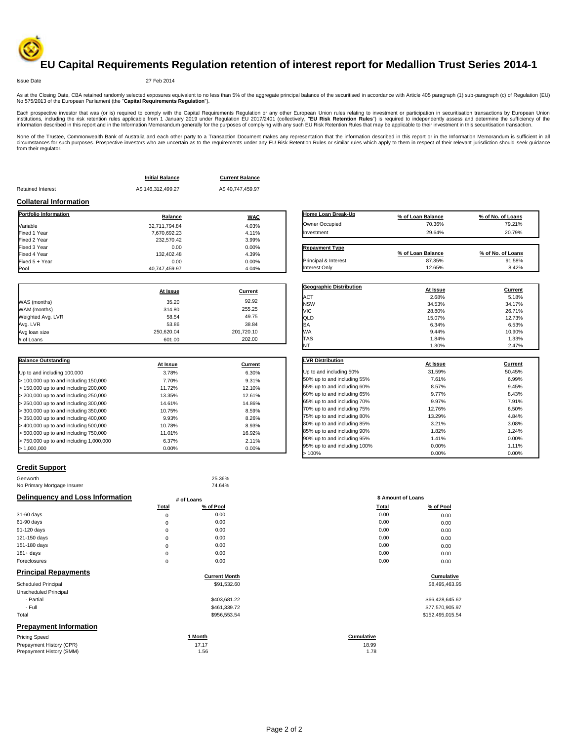# EU Capital Requirements Regulation retention of interest report for Medallion Trust Series 2014-1

Issue Date 27 Feb 2014

As at the Closing Date, CBA retained randomly selected exposures equivalent to no less than 5% of the aggregate principal balance of the securitised in accordance with Article 405 paragraph (1) sub-paragraph (c) of Regulation (EU) No 575/2013 of the European Parliament (the "**Capital Requirements Regulation**").

Each prospective investor that was (or is) required to comply with the Capital Requirements Regulation or any other European Union rules relating to investment or participation in securitisation transactions by European Union institutions, including the risk retention rules applicable from 1 January 2019 under Regulation EU 2017/2401 (collectively, "**EU Risk Retention Rules**") is required to independently assess and determine the sufficiency of the information described in this report and in the Information Memorandum generally for the purposes of complying with any such EU Risk Retention Rules that may be applicable to their investment in this securitisation transaction.

None of the Trustee, Commonwealth Bank of Australia and each other party to a Transaction Document makes any representation that the information described in this report or in the Information Memorandum is sufficient in all circumstances for such purposes. Prospective investors who are uncertain as to the requirements under any EU Risk Retention Rules or similar rules which apply to them in respect of their relevant jurisdiction should seek guidance from their regulator.

| | Initial Balance | Current Balance |
|---|---|---|
| Retained Interest | A$ 146,312,499.27 | A$ 40,747,459.97 |

## Collateral Information

| Portfolio Information | Balance | WAC |
|---|---|---|
| Variable | 32,711,794.84 | 4.03% |
| Fixed 1 Year | 7,670,692.23 | 4.11% |
| Fixed 2 Year | 232,570.42 | 3.99% |
| Fixed 3 Year | 0.00 | 0.00% |
| Fixed 4 Year | 132,402.48 | 4.39% |
| Fixed 5 + Year | 0.00 | 0.00% |
| Pool | 40,747,459.97 | 4.04% |

| Home Loan Break-Up | % of Loan Balance | % of No. of Loans |
|---|---|---|
| Owner Occupied | 70.36% | 79.21% |
| Investment | 29.64% | 20.79% |

| Repayment Type | % of Loan Balance | % of No. of Loans |
|---|---|---|
| Principal & Interest | 87.35% | 91.58% |
| Interest Only | 12.65% | 8.42% |

| | At Issue | Current |
|---|---|---|
| WAS (months) | 35.20 | 92.92 |
| WAM (months) | 314.80 | 255.25 |
| Weighted Avg. LVR | 58.54 | 49.75 |
| Avg. LVR | 53.86 | 38.84 |
| Avg loan size | 250,620.04 | 201,720.10 |
| # of Loans | 601.00 | 202.00 |

| Geographic Distribution | At Issue | Current |
|---|---|---|
| ACT | 2.68% | 5.18% |
| NSW | 34.53% | 34.17% |
| VIC | 28.80% | 26.71% |
| QLD | 15.07% | 12.73% |
| SA | 6.34% | 6.53% |
| WA | 9.44% | 10.90% |
| TAS | 1.84% | 1.33% |
| NT | 1.30% | 2.47% |

| Balance Outstanding | At Issue | Current |
|---|---|---|
| Up to and including 100,000 | 3.78% | 6.30% |
| > 100,000 up to and including 150,000 | 7.70% | 9.31% |
| > 150,000 up to and including 200,000 | 11.72% | 12.10% |
| > 200,000 up to and including 250,000 | 13.35% | 12.61% |
| > 250,000 up to and including 300,000 | 14.61% | 14.86% |
| > 300,000 up to and including 350,000 | 10.75% | 8.59% |
| > 350,000 up to and including 400,000 | 9.93% | 8.26% |
| > 400,000 up to and including 500,000 | 10.78% | 8.93% |
| > 500,000 up to and including 750,000 | 11.01% | 16.92% |
| > 750,000 up to and including 1,000,000 | 6.37% | 2.11% |
| > 1,000,000 | 0.00% | 0.00% |

| LVR Distribution | At Issue | Current |
|---|---|---|
| Up to and including 50% | 31.59% | 50.45% |
| 50% up to and including 55% | 7.61% | 6.99% |
| 55% up to and including 60% | 8.57% | 9.45% |
| 60% up to and including 65% | 9.77% | 8.43% |
| 65% up to and including 70% | 9.97% | 7.91% |
| 70% up to and including 75% | 12.76% | 6.50% |
| 75% up to and including 80% | 13.29% | 4.84% |
| 80% up to and including 85% | 3.21% | 3.08% |
| 85% up to and including 90% | 1.82% | 1.24% |
| 90% up to and including 95% | 1.41% | 0.00% |
| 95% up to and including 100% | 0.00% | 1.11% |
| > 100% | 0.00% | 0.00% |

## Credit Support

| | |
|---|---|
| Genworth | 25.36% |
| No Primary Mortgage Insurer | 74.64% |

## Delinquency and Loss Information

| | # of Loans | | \$ Amount of Loans | |
|---|---|---|---|---|
| | Total | % of Pool | Total | % of Pool |
| 31-60 days | 0 | 0.00 | 0.00 | 0.00 |
| 61-90 days | 0 | 0.00 | 0.00 | 0.00 |
| 91-120 days | 0 | 0.00 | 0.00 | 0.00 |
| 121-150 days | 0 | 0.00 | 0.00 | 0.00 |
| 151-180 days | 0 | 0.00 | 0.00 | 0.00 |
| 181+ days | 0 | 0.00 | 0.00 | 0.00 |
| Foreclosures | 0 | 0.00 | 0.00 | 0.00 |

## Principal Repayments

| | Current Month | Cumulative |
|---|---|---|
| Scheduled Principal | $91,532.60 | $8,495,463.95 |
| Unscheduled Principal | | |
| - Partial | $403,681.22 | $66,428,645.62 |
| - Full | $461,339.72 | $77,570,905.97 |
| Total | $956,553.54 | $152,495,015.54 |

## Prepayment Information

| Pricing Speed | 1 Month | Cumulative |
|---|---|---|
| Prepayment History (CPR) | 17.17 | 18.99 |
| Prepayment History (SMM) | 1.56 | 1.78 |